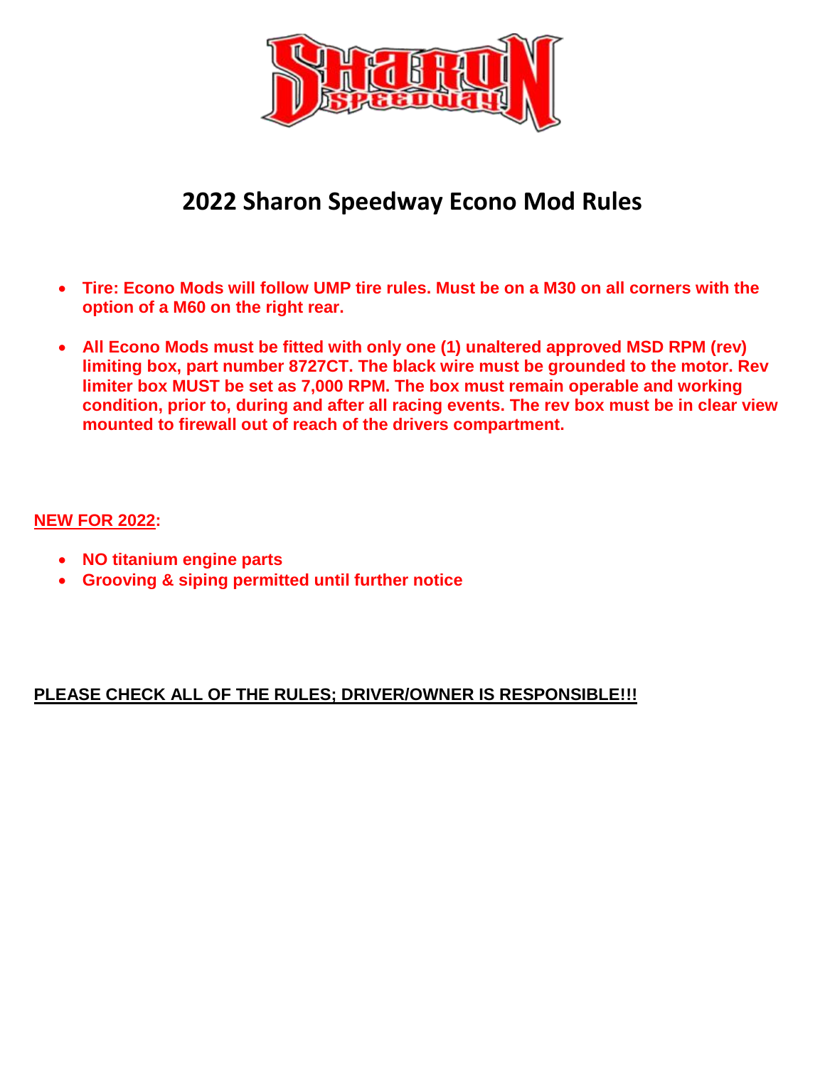# 2022 Sharon Speedway Econo Mod Rules

- **Tire: Econo Mods will follow UMP tire rules. Must be on a M30 on all corners with the option of a M60 on the right rear.**

- **All Econo Mods must be fitted with only one (1) unaltered approved MSD RPM (rev) limiting box, part number 8727CT. The black wire must be grounded to the motor. Rev limiter box MUST be set as 7,000 RPM. The box must remain operable and working condition, prior to, during and after all racing events. The rev box must be in clear view mounted to firewall out of reach of the drivers compartment.**

**NEW FOR 2022:**

- **NO titanium engine parts**
- **Grooving & siping permitted until further notice**

**PLEASE CHECK ALL OF THE RULES; DRIVER/OWNER IS RESPONSIBLE!!!**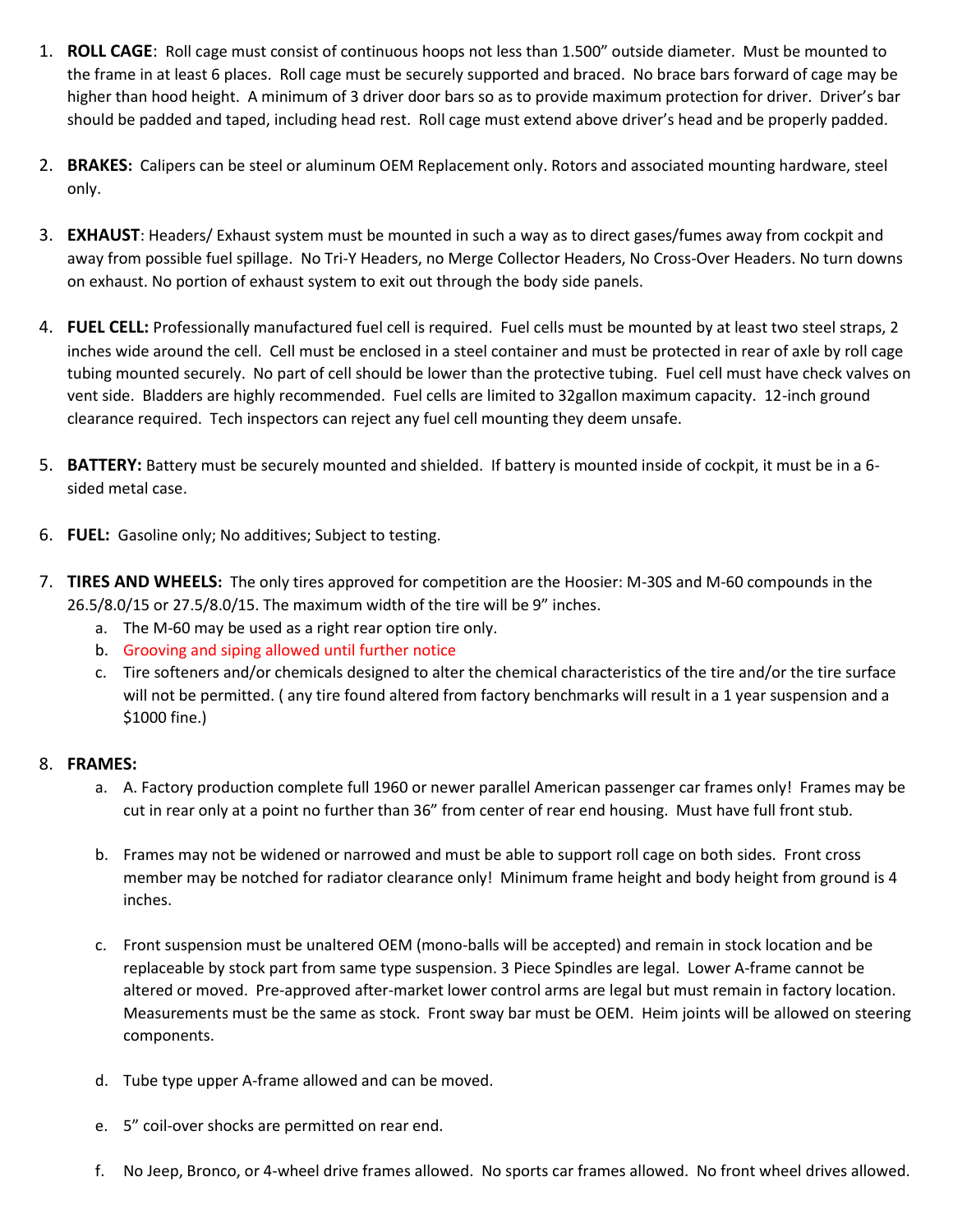1. **ROLL CAGE**: Roll cage must consist of continuous hoops not less than 1.500" outside diameter. Must be mounted to the frame in at least 6 places. Roll cage must be securely supported and braced. No brace bars forward of cage may be higher than hood height. A minimum of 3 driver door bars so as to provide maximum protection for driver. Driver's bar should be padded and taped, including head rest. Roll cage must extend above driver's head and be properly padded.

2. **BRAKES:** Calipers can be steel or aluminum OEM Replacement only. Rotors and associated mounting hardware, steel only.

3. **EXHAUST**: Headers/ Exhaust system must be mounted in such a way as to direct gases/fumes away from cockpit and away from possible fuel spillage. No Tri-Y Headers, no Merge Collector Headers, No Cross-Over Headers. No turn downs on exhaust. No portion of exhaust system to exit out through the body side panels.

4. **FUEL CELL:** Professionally manufactured fuel cell is required. Fuel cells must be mounted by at least two steel straps, 2 inches wide around the cell. Cell must be enclosed in a steel container and must be protected in rear of axle by roll cage tubing mounted securely. No part of cell should be lower than the protective tubing. Fuel cell must have check valves on vent side. Bladders are highly recommended. Fuel cells are limited to 32gallon maximum capacity. 12-inch ground clearance required. Tech inspectors can reject any fuel cell mounting they deem unsafe.

5. **BATTERY:** Battery must be securely mounted and shielded. If battery is mounted inside of cockpit, it must be in a 6-sided metal case.

6. **FUEL:** Gasoline only; No additives; Subject to testing.

7. **TIRES AND WHEELS:** The only tires approved for competition are the Hoosier: M-30S and M-60 compounds in the 26.5/8.0/15 or 27.5/8.0/15. The maximum width of the tire will be 9" inches.
   a. The M-60 may be used as a right rear option tire only.
   b. Grooving and siping allowed until further notice
   c. Tire softeners and/or chemicals designed to alter the chemical characteristics of the tire and/or the tire surface will not be permitted. ( any tire found altered from factory benchmarks will result in a 1 year suspension and a $1000 fine.)

8. **FRAMES:**
   a. A. Factory production complete full 1960 or newer parallel American passenger car frames only! Frames may be cut in rear only at a point no further than 36" from center of rear end housing. Must have full front stub.

   b. Frames may not be widened or narrowed and must be able to support roll cage on both sides. Front cross member may be notched for radiator clearance only! Minimum frame height and body height from ground is 4 inches.

   c. Front suspension must be unaltered OEM (mono-balls will be accepted) and remain in stock location and be replaceable by stock part from same type suspension. 3 Piece Spindles are legal. Lower A-frame cannot be altered or moved. Pre-approved after-market lower control arms are legal but must remain in factory location. Measurements must be the same as stock. Front sway bar must be OEM. Heim joints will be allowed on steering components.

   d. Tube type upper A-frame allowed and can be moved.

   e. 5" coil-over shocks are permitted on rear end.

   f. No Jeep, Bronco, or 4-wheel drive frames allowed. No sports car frames allowed. No front wheel drives allowed.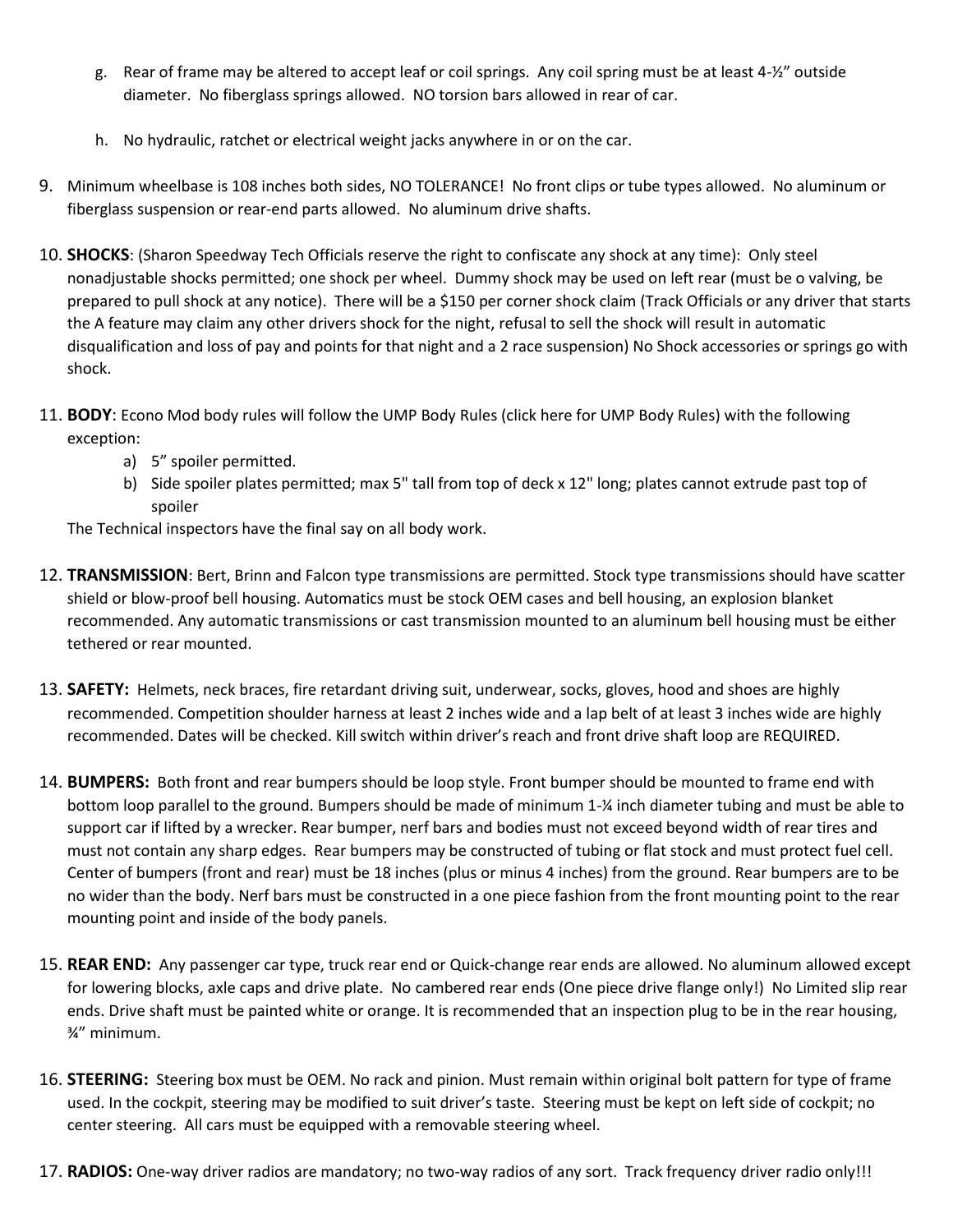g. Rear of frame may be altered to accept leaf or coil springs. Any coil spring must be at least 4-½" outside diameter. No fiberglass springs allowed. NO torsion bars allowed in rear of car.

h. No hydraulic, ratchet or electrical weight jacks anywhere in or on the car.

9. Minimum wheelbase is 108 inches both sides, NO TOLERANCE! No front clips or tube types allowed. No aluminum or fiberglass suspension or rear-end parts allowed. No aluminum drive shafts.

10. **SHOCKS**: (Sharon Speedway Tech Officials reserve the right to confiscate any shock at any time): Only steel nonadjustable shocks permitted; one shock per wheel. Dummy shock may be used on left rear (must be o valving, be prepared to pull shock at any notice). There will be a $150 per corner shock claim (Track Officials or any driver that starts the A feature may claim any other drivers shock for the night, refusal to sell the shock will result in automatic disqualification and loss of pay and points for that night and a 2 race suspension) No Shock accessories or springs go with shock.

11. **BODY**: Econo Mod body rules will follow the UMP Body Rules (click here for UMP Body Rules) with the following exception:
    a) 5" spoiler permitted.
    b) Side spoiler plates permitted; max 5" tall from top of deck x 12" long; plates cannot extrude past top of spoiler

    The Technical inspectors have the final say on all body work.

12. **TRANSMISSION**: Bert, Brinn and Falcon type transmissions are permitted. Stock type transmissions should have scatter shield or blow-proof bell housing. Automatics must be stock OEM cases and bell housing, an explosion blanket recommended. Any automatic transmissions or cast transmission mounted to an aluminum bell housing must be either tethered or rear mounted.

13. **SAFETY:** Helmets, neck braces, fire retardant driving suit, underwear, socks, gloves, hood and shoes are highly recommended. Competition shoulder harness at least 2 inches wide and a lap belt of at least 3 inches wide are highly recommended. Dates will be checked. Kill switch within driver's reach and front drive shaft loop are REQUIRED.

14. **BUMPERS:** Both front and rear bumpers should be loop style. Front bumper should be mounted to frame end with bottom loop parallel to the ground. Bumpers should be made of minimum 1-¼ inch diameter tubing and must be able to support car if lifted by a wrecker. Rear bumper, nerf bars and bodies must not exceed beyond width of rear tires and must not contain any sharp edges. Rear bumpers may be constructed of tubing or flat stock and must protect fuel cell. Center of bumpers (front and rear) must be 18 inches (plus or minus 4 inches) from the ground. Rear bumpers are to be no wider than the body. Nerf bars must be constructed in a one piece fashion from the front mounting point to the rear mounting point and inside of the body panels.

15. **REAR END:** Any passenger car type, truck rear end or Quick-change rear ends are allowed. No aluminum allowed except for lowering blocks, axle caps and drive plate. No cambered rear ends (One piece drive flange only!) No Limited slip rear ends. Drive shaft must be painted white or orange. It is recommended that an inspection plug to be in the rear housing, ¾" minimum.

16. **STEERING:** Steering box must be OEM. No rack and pinion. Must remain within original bolt pattern for type of frame used. In the cockpit, steering may be modified to suit driver's taste. Steering must be kept on left side of cockpit; no center steering. All cars must be equipped with a removable steering wheel.

17. **RADIOS:** One-way driver radios are mandatory; no two-way radios of any sort. Track frequency driver radio only!!!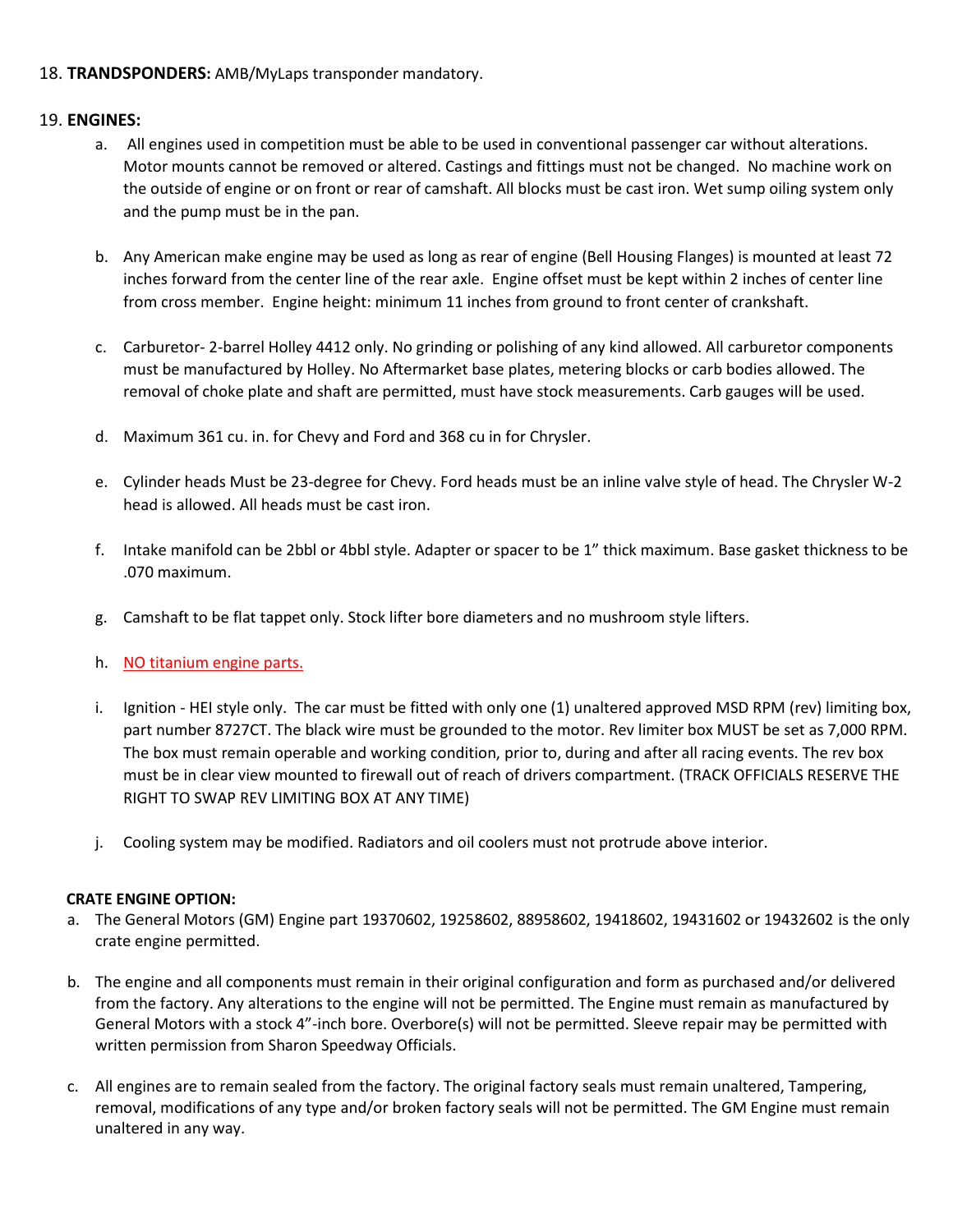18. **TRANDSPONDERS:** AMB/MyLaps transponder mandatory.

19. **ENGINES:**

   a. All engines used in competition must be able to be used in conventional passenger car without alterations. Motor mounts cannot be removed or altered. Castings and fittings must not be changed. No machine work on the outside of engine or on front or rear of camshaft. All blocks must be cast iron. Wet sump oiling system only and the pump must be in the pan.

   b. Any American make engine may be used as long as rear of engine (Bell Housing Flanges) is mounted at least 72 inches forward from the center line of the rear axle. Engine offset must be kept within 2 inches of center line from cross member. Engine height: minimum 11 inches from ground to front center of crankshaft.

   c. Carburetor- 2-barrel Holley 4412 only. No grinding or polishing of any kind allowed. All carburetor components must be manufactured by Holley. No Aftermarket base plates, metering blocks or carb bodies allowed. The removal of choke plate and shaft are permitted, must have stock measurements. Carb gauges will be used.

   d. Maximum 361 cu. in. for Chevy and Ford and 368 cu in for Chrysler.

   e. Cylinder heads Must be 23-degree for Chevy. Ford heads must be an inline valve style of head. The Chrysler W-2 head is allowed. All heads must be cast iron.

   f. Intake manifold can be 2bbl or 4bbl style. Adapter or spacer to be 1" thick maximum. Base gasket thickness to be .070 maximum.

   g. Camshaft to be flat tappet only. Stock lifter bore diameters and no mushroom style lifters.

   h. NO titanium engine parts.

   i. Ignition - HEI style only. The car must be fitted with only one (1) unaltered approved MSD RPM (rev) limiting box, part number 8727CT. The black wire must be grounded to the motor. Rev limiter box MUST be set as 7,000 RPM. The box must remain operable and working condition, prior to, during and after all racing events. The rev box must be in clear view mounted to firewall out of reach of drivers compartment. (TRACK OFFICIALS RESERVE THE RIGHT TO SWAP REV LIMITING BOX AT ANY TIME)

   j. Cooling system may be modified. Radiators and oil coolers must not protrude above interior.

**CRATE ENGINE OPTION:**

a. The General Motors (GM) Engine part 19370602, 19258602, 88958602, 19418602, 19431602 or 19432602 is the only crate engine permitted.

b. The engine and all components must remain in their original configuration and form as purchased and/or delivered from the factory. Any alterations to the engine will not be permitted. The Engine must remain as manufactured by General Motors with a stock 4"-inch bore. Overbore(s) will not be permitted. Sleeve repair may be permitted with written permission from Sharon Speedway Officials.

c. All engines are to remain sealed from the factory. The original factory seals must remain unaltered, Tampering, removal, modifications of any type and/or broken factory seals will not be permitted. The GM Engine must remain unaltered in any way.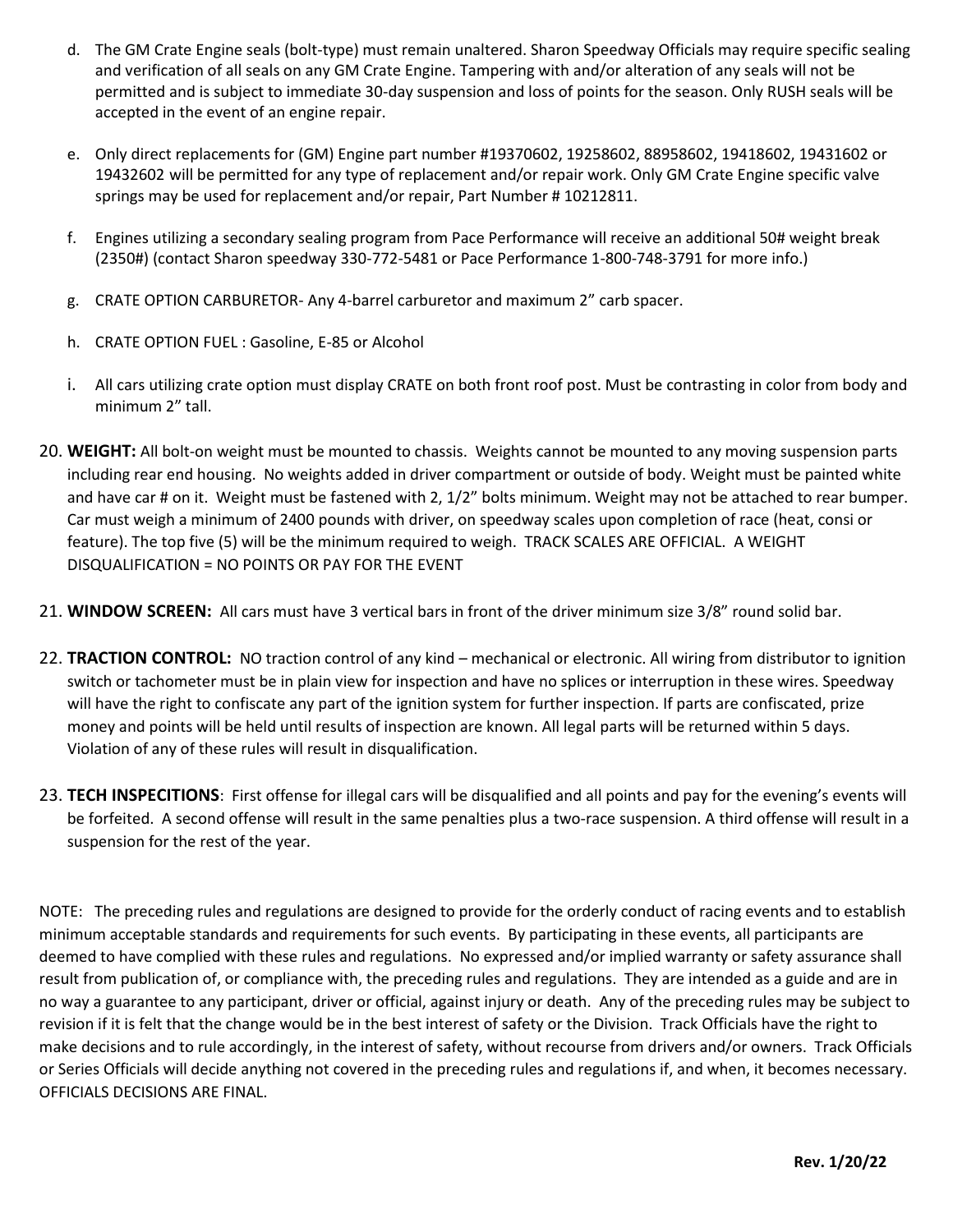d. The GM Crate Engine seals (bolt-type) must remain unaltered. Sharon Speedway Officials may require specific sealing and verification of all seals on any GM Crate Engine. Tampering with and/or alteration of any seals will not be permitted and is subject to immediate 30-day suspension and loss of points for the season. Only RUSH seals will be accepted in the event of an engine repair.

e. Only direct replacements for (GM) Engine part number #19370602, 19258602, 88958602, 19418602, 19431602 or 19432602 will be permitted for any type of replacement and/or repair work. Only GM Crate Engine specific valve springs may be used for replacement and/or repair, Part Number # 10212811.

f. Engines utilizing a secondary sealing program from Pace Performance will receive an additional 50# weight break (2350#) (contact Sharon speedway 330-772-5481 or Pace Performance 1-800-748-3791 for more info.)

g. CRATE OPTION CARBURETOR- Any 4-barrel carburetor and maximum 2" carb spacer.

h. CRATE OPTION FUEL : Gasoline, E-85 or Alcohol

i. All cars utilizing crate option must display CRATE on both front roof post. Must be contrasting in color from body and minimum 2" tall.

20. **WEIGHT:** All bolt-on weight must be mounted to chassis. Weights cannot be mounted to any moving suspension parts including rear end housing. No weights added in driver compartment or outside of body. Weight must be painted white and have car # on it. Weight must be fastened with 2, 1/2" bolts minimum. Weight may not be attached to rear bumper. Car must weigh a minimum of 2400 pounds with driver, on speedway scales upon completion of race (heat, consi or feature). The top five (5) will be the minimum required to weigh. TRACK SCALES ARE OFFICIAL. A WEIGHT DISQUALIFICATION = NO POINTS OR PAY FOR THE EVENT

21. **WINDOW SCREEN:** All cars must have 3 vertical bars in front of the driver minimum size 3/8" round solid bar.

22. **TRACTION CONTROL:** NO traction control of any kind – mechanical or electronic. All wiring from distributor to ignition switch or tachometer must be in plain view for inspection and have no splices or interruption in these wires. Speedway will have the right to confiscate any part of the ignition system for further inspection. If parts are confiscated, prize money and points will be held until results of inspection are known. All legal parts will be returned within 5 days. Violation of any of these rules will result in disqualification.

23. **TECH INSPECITIONS**: First offense for illegal cars will be disqualified and all points and pay for the evening's events will be forfeited. A second offense will result in the same penalties plus a two-race suspension. A third offense will result in a suspension for the rest of the year.

NOTE: The preceding rules and regulations are designed to provide for the orderly conduct of racing events and to establish minimum acceptable standards and requirements for such events. By participating in these events, all participants are deemed to have complied with these rules and regulations. No expressed and/or implied warranty or safety assurance shall result from publication of, or compliance with, the preceding rules and regulations. They are intended as a guide and are in no way a guarantee to any participant, driver or official, against injury or death. Any of the preceding rules may be subject to revision if it is felt that the change would be in the best interest of safety or the Division. Track Officials have the right to make decisions and to rule accordingly, in the interest of safety, without recourse from drivers and/or owners. Track Officials or Series Officials will decide anything not covered in the preceding rules and regulations if, and when, it becomes necessary. OFFICIALS DECISIONS ARE FINAL.

**Rev. 1/20/22**